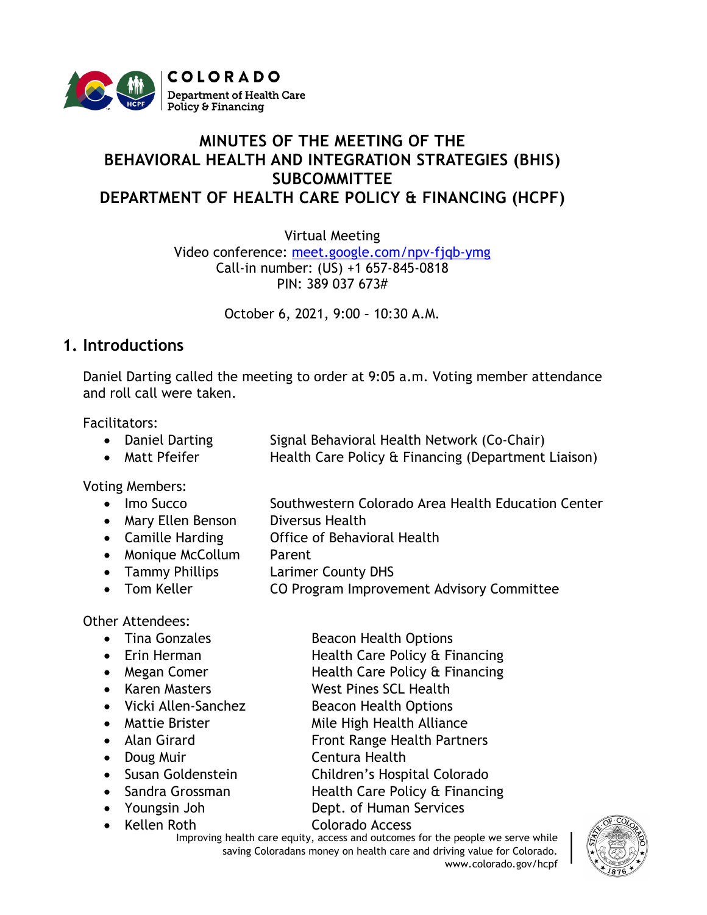# MINUTES OF THE MEETING OF THE BEHAVIORAL HEALTH AND INTEGRATION STRATEGIES (BHIS) SUBCOMMITTEE DEPARTMENT OF HEALTH CARE POLICY & FINANCING (HCPF)

Virtual Meeting
Video conference: [meet.google.com/npv-fjqb-ymg](https://meet.google.com/npv-fjqb-ymg)
Call-in number: (US) +1 657-845-0818
PIN: 389 037 673#

October 6, 2021, 9:00 – 10:30 A.M.

## 1. Introductions

Daniel Darting called the meeting to order at 9:05 a.m. Voting member attendance and roll call were taken.

Facilitators:

- Daniel Darting — Signal Behavioral Health Network (Co-Chair)
- Matt Pfeifer — Health Care Policy & Financing (Department Liaison)

Voting Members:

- Imo Succo — Southwestern Colorado Area Health Education Center
- Mary Ellen Benson — Diversus Health
- Camille Harding — Office of Behavioral Health
- Monique McCollum — Parent
- Tammy Phillips — Larimer County DHS
- Tom Keller — CO Program Improvement Advisory Committee

Other Attendees:

- Tina Gonzales — Beacon Health Options
- Erin Herman — Health Care Policy & Financing
- Megan Comer — Health Care Policy & Financing
- Karen Masters — West Pines SCL Health
- Vicki Allen-Sanchez — Beacon Health Options
- Mattie Brister — Mile High Health Alliance
- Alan Girard — Front Range Health Partners
- Doug Muir — Centura Health
- Susan Goldenstein — Children's Hospital Colorado
- Sandra Grossman — Health Care Policy & Financing
- Youngsin Joh — Dept. of Human Services
- Kellen Roth — Colorado Access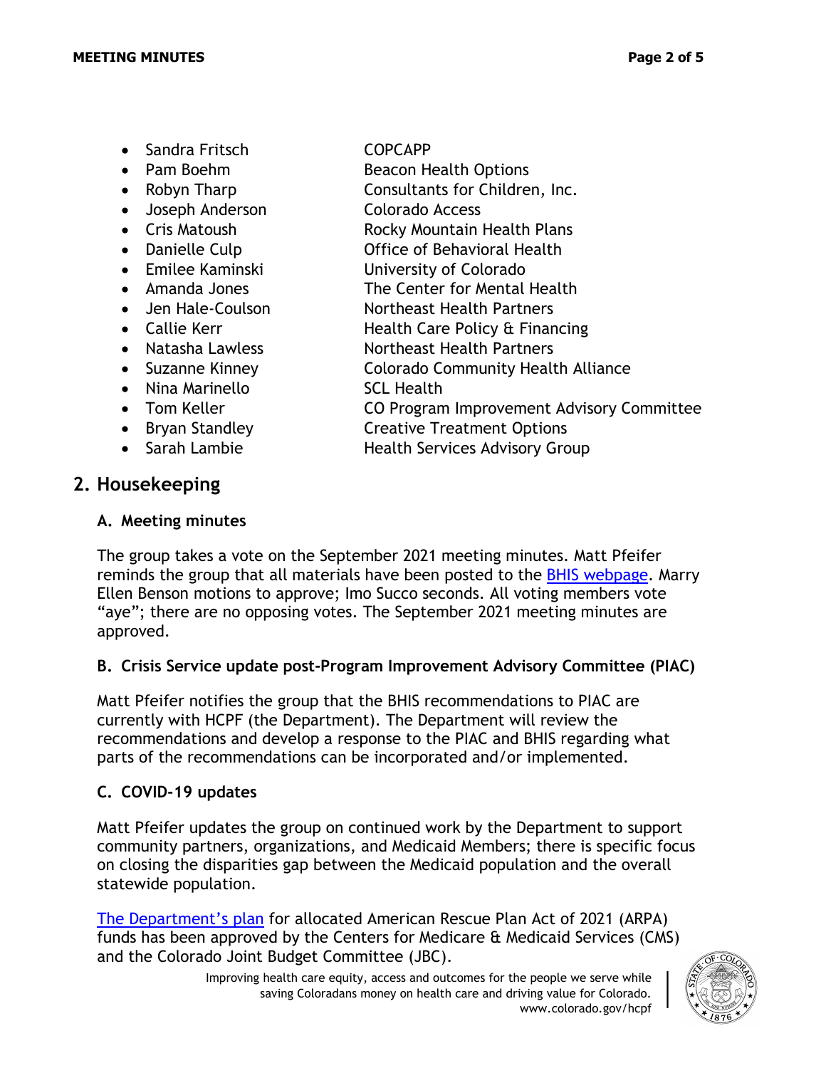- Sandra Fritsch COPCAPP
- Pam Boehm Beacon Health Options
- Robyn Tharp Consultants for Children, Inc.
- Joseph Anderson Colorado Access
- Cris Matoush Rocky Mountain Health Plans
- Danielle Culp Office of Behavioral Health
- Emilee Kaminski University of Colorado
- Amanda Jones The Center for Mental Health
- Jen Hale-Coulson Northeast Health Partners
- Callie Kerr Health Care Policy & Financing
- Natasha Lawless Northeast Health Partners
- Suzanne Kinney Colorado Community Health Alliance
- Nina Marinello SCL Health
- Tom Keller CO Program Improvement Advisory Committee
- Bryan Standley Creative Treatment Options
- Sarah Lambie Health Services Advisory Group

## 2. Housekeeping

### A. Meeting minutes

The group takes a vote on the September 2021 meeting minutes. Matt Pfeifer reminds the group that all materials have been posted to the BHIS webpage. Marry Ellen Benson motions to approve; Imo Succo seconds. All voting members vote "aye"; there are no opposing votes. The September 2021 meeting minutes are approved.

### B. Crisis Service update post-Program Improvement Advisory Committee (PIAC)

Matt Pfeifer notifies the group that the BHIS recommendations to PIAC are currently with HCPF (the Department). The Department will review the recommendations and develop a response to the PIAC and BHIS regarding what parts of the recommendations can be incorporated and/or implemented.

### C. COVID-19 updates

Matt Pfeifer updates the group on continued work by the Department to support community partners, organizations, and Medicaid Members; there is specific focus on closing the disparities gap between the Medicaid population and the overall statewide population.

The Department's plan for allocated American Rescue Plan Act of 2021 (ARPA) funds has been approved by the Centers for Medicare & Medicaid Services (CMS) and the Colorado Joint Budget Committee (JBC).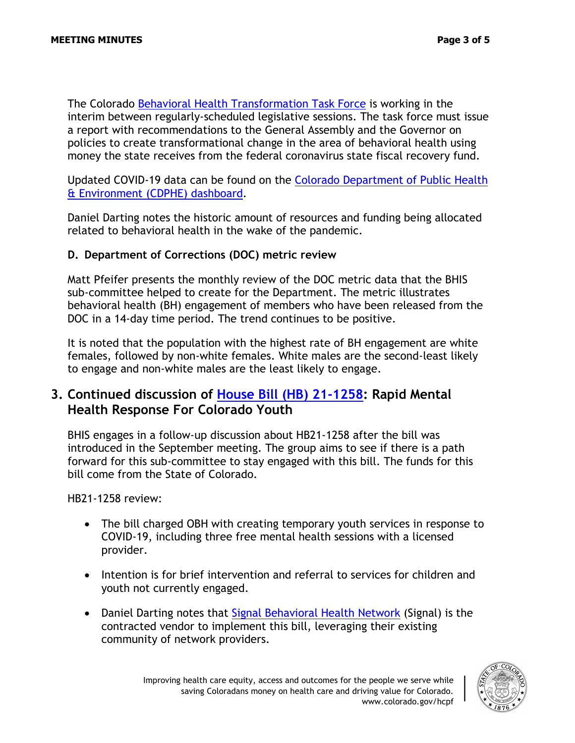The Colorado Behavioral Health Transformation Task Force is working in the interim between regularly-scheduled legislative sessions. The task force must issue a report with recommendations to the General Assembly and the Governor on policies to create transformational change in the area of behavioral health using money the state receives from the federal coronavirus state fiscal recovery fund.

Updated COVID-19 data can be found on the Colorado Department of Public Health & Environment (CDPHE) dashboard.

Daniel Darting notes the historic amount of resources and funding being allocated related to behavioral health in the wake of the pandemic.

### D. Department of Corrections (DOC) metric review

Matt Pfeifer presents the monthly review of the DOC metric data that the BHIS sub-committee helped to create for the Department. The metric illustrates behavioral health (BH) engagement of members who have been released from the DOC in a 14-day time period. The trend continues to be positive.

It is noted that the population with the highest rate of BH engagement are white females, followed by non-white females. White males are the second-least likely to engage and non-white males are the least likely to engage.

## 3. Continued discussion of House Bill (HB) 21-1258: Rapid Mental Health Response For Colorado Youth

BHIS engages in a follow-up discussion about HB21-1258 after the bill was introduced in the September meeting. The group aims to see if there is a path forward for this sub-committee to stay engaged with this bill. The funds for this bill come from the State of Colorado.

HB21-1258 review:

- The bill charged OBH with creating temporary youth services in response to COVID-19, including three free mental health sessions with a licensed provider.
- Intention is for brief intervention and referral to services for children and youth not currently engaged.
- Daniel Darting notes that Signal Behavioral Health Network (Signal) is the contracted vendor to implement this bill, leveraging their existing community of network providers.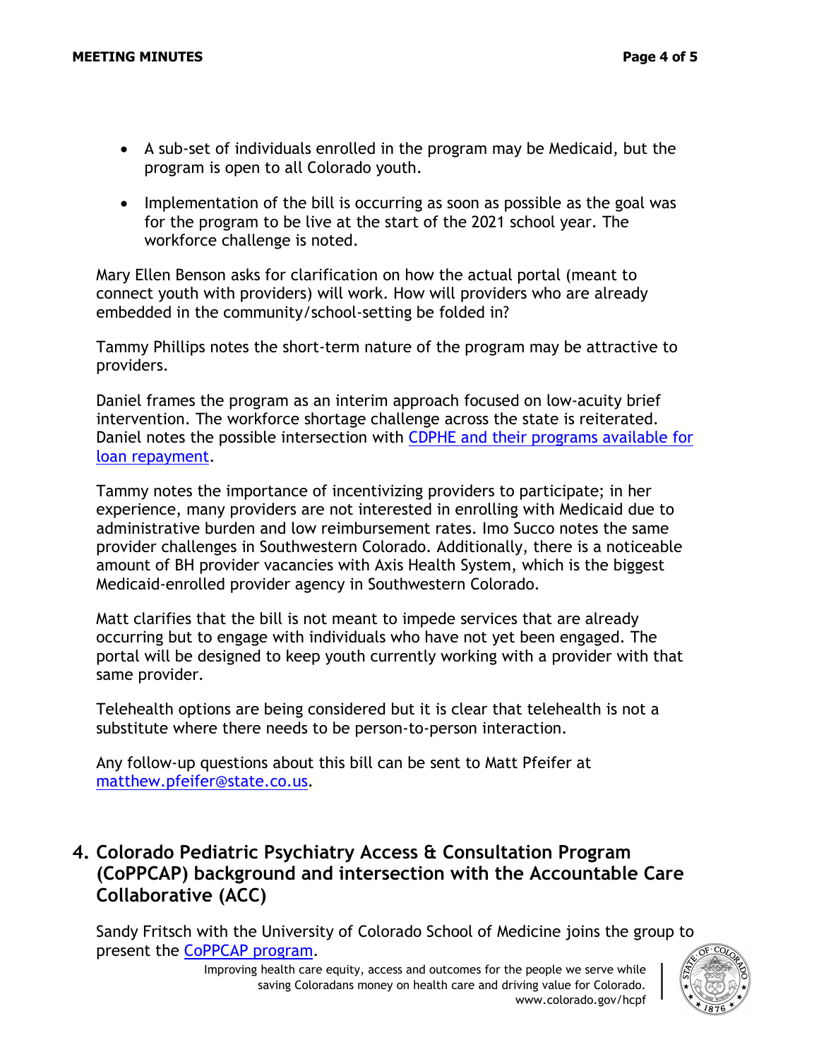- A sub-set of individuals enrolled in the program may be Medicaid, but the program is open to all Colorado youth.
- Implementation of the bill is occurring as soon as possible as the goal was for the program to be live at the start of the 2021 school year. The workforce challenge is noted.

Mary Ellen Benson asks for clarification on how the actual portal (meant to connect youth with providers) will work. How will providers who are already embedded in the community/school-setting be folded in?

Tammy Phillips notes the short-term nature of the program may be attractive to providers.

Daniel frames the program as an interim approach focused on low-acuity brief intervention. The workforce shortage challenge across the state is reiterated. Daniel notes the possible intersection with [CDPHE and their programs available for loan repayment](#).

Tammy notes the importance of incentivizing providers to participate; in her experience, many providers are not interested in enrolling with Medicaid due to administrative burden and low reimbursement rates. Imo Succo notes the same provider challenges in Southwestern Colorado. Additionally, there is a noticeable amount of BH provider vacancies with Axis Health System, which is the biggest Medicaid-enrolled provider agency in Southwestern Colorado.

Matt clarifies that the bill is not meant to impede services that are already occurring but to engage with individuals who have not yet been engaged. The portal will be designed to keep youth currently working with a provider with that same provider.

Telehealth options are being considered but it is clear that telehealth is not a substitute where there needs to be person-to-person interaction.

Any follow-up questions about this bill can be sent to Matt Pfeifer at [matthew.pfeifer@state.co.us](mailto:matthew.pfeifer@state.co.us).

## 4. Colorado Pediatric Psychiatry Access & Consultation Program (CoPPCAP) background and intersection with the Accountable Care Collaborative (ACC)

Sandy Fritsch with the University of Colorado School of Medicine joins the group to present the [CoPPCAP program](#).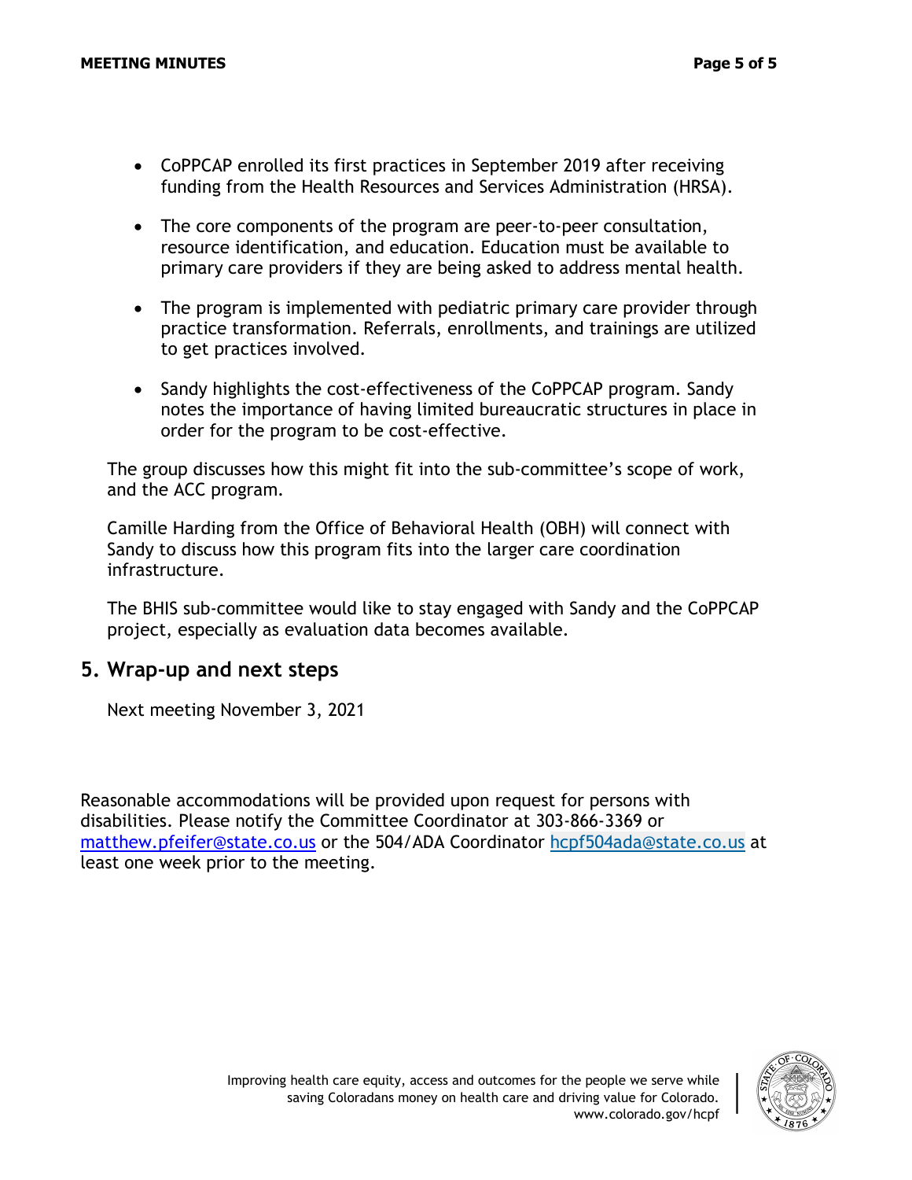- CoPPCAP enrolled its first practices in September 2019 after receiving funding from the Health Resources and Services Administration (HRSA).
- The core components of the program are peer-to-peer consultation, resource identification, and education. Education must be available to primary care providers if they are being asked to address mental health.
- The program is implemented with pediatric primary care provider through practice transformation. Referrals, enrollments, and trainings are utilized to get practices involved.
- Sandy highlights the cost-effectiveness of the CoPPCAP program. Sandy notes the importance of having limited bureaucratic structures in place in order for the program to be cost-effective.

The group discusses how this might fit into the sub-committee's scope of work, and the ACC program.

Camille Harding from the Office of Behavioral Health (OBH) will connect with Sandy to discuss how this program fits into the larger care coordination infrastructure.

The BHIS sub-committee would like to stay engaged with Sandy and the CoPPCAP project, especially as evaluation data becomes available.

## 5. Wrap-up and next steps

Next meeting November 3, 2021

Reasonable accommodations will be provided upon request for persons with disabilities. Please notify the Committee Coordinator at 303-866-3369 or matthew.pfeifer@state.co.us or the 504/ADA Coordinator hcpf504ada@state.co.us at least one week prior to the meeting.

Improving health care equity, access and outcomes for the people we serve while saving Coloradans money on health care and driving value for Colorado.
www.colorado.gov/hcpf